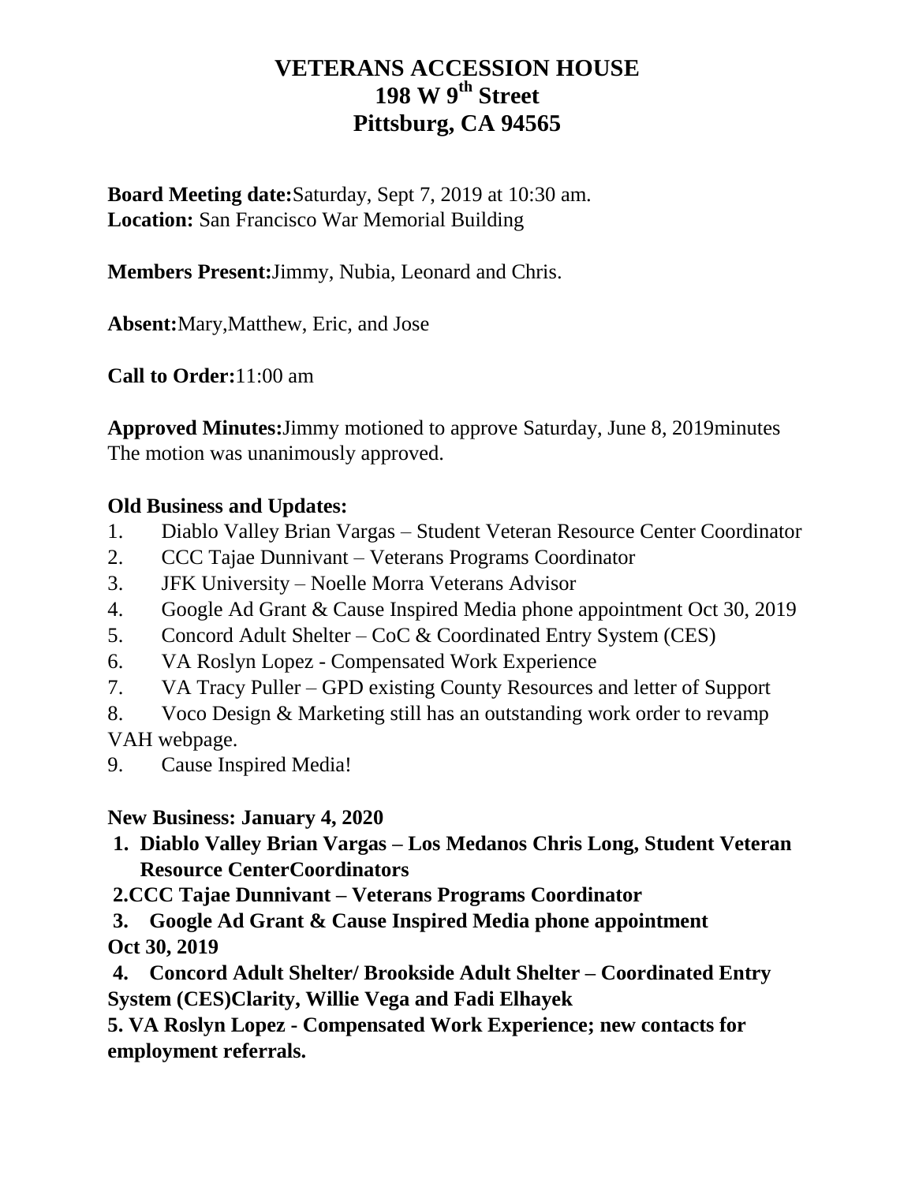# VETERANS ACCESSION HOUSE
# 198 W 9th Street
# Pittsburg, CA 94565

**Board Meeting date:** Saturday, Sept 7, 2019 at 10:30 am.
**Location:** San Francisco War Memorial Building

**Members Present:** Jimmy, Nubia, Leonard and Chris.

**Absent:** Mary, Matthew, Eric, and Jose

**Call to Order:** 11:00 am

**Approved Minutes:** Jimmy motioned to approve Saturday, June 8, 2019minutes
The motion was unanimously approved.

**Old Business and Updates:**

1. Diablo Valley Brian Vargas – Student Veteran Resource Center Coordinator
2. CCC Tajae Dunnivant – Veterans Programs Coordinator
3. JFK University – Noelle Morra Veterans Advisor
4. Google Ad Grant & Cause Inspired Media phone appointment Oct 30, 2019
5. Concord Adult Shelter – CoC & Coordinated Entry System (CES)
6. VA Roslyn Lopez - Compensated Work Experience
7. VA Tracy Puller – GPD existing County Resources and letter of Support
8. Voco Design & Marketing still has an outstanding work order to revamp VAH webpage.
9. Cause Inspired Media!

**New Business: January 4, 2020**

1. **Diablo Valley Brian Vargas – Los Medanos Chris Long, Student Veteran Resource CenterCoordinators**
2. **CCC Tajae Dunnivant – Veterans Programs Coordinator**
3. **Google Ad Grant & Cause Inspired Media phone appointment Oct 30, 2019**
4. **Concord Adult Shelter/ Brookside Adult Shelter – Coordinated Entry System (CES)Clarity, Willie Vega and Fadi Elhayek**
5. **VA Roslyn Lopez - Compensated Work Experience; new contacts for employment referrals.**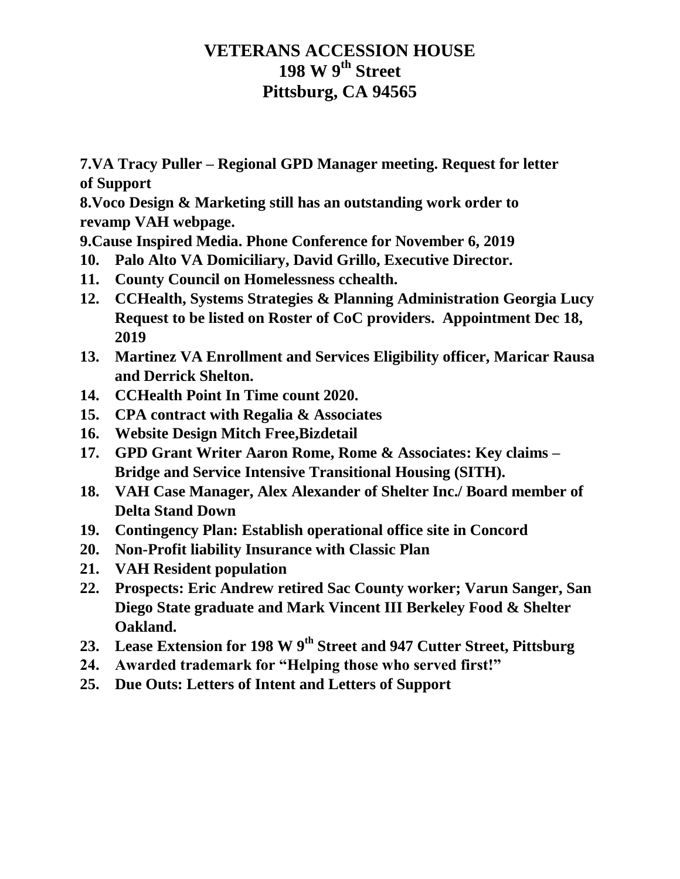**VETERANS ACCESSION HOUSE**
**198 W 9th Street**
**Pittsburg, CA 94565**

7. **VA Tracy Puller – Regional GPD Manager meeting. Request for letter of Support**
8. **Voco Design & Marketing still has an outstanding work order to revamp VAH webpage.**
9. **Cause Inspired Media. Phone Conference for November 6, 2019**
10. **Palo Alto VA Domiciliary, David Grillo, Executive Director.**
11. **County Council on Homelessness cchealth.**
12. **CCHealth, Systems Strategies & Planning Administration Georgia Lucy Request to be listed on Roster of CoC providers. Appointment Dec 18, 2019**
13. **Martinez VA Enrollment and Services Eligibility officer, Maricar Rausa and Derrick Shelton.**
14. **CCHealth Point In Time count 2020.**
15. **CPA contract with Regalia & Associates**
16. **Website Design Mitch Free,Bizdetail**
17. **GPD Grant Writer Aaron Rome, Rome & Associates: Key claims – Bridge and Service Intensive Transitional Housing (SITH).**
18. **VAH Case Manager, Alex Alexander of Shelter Inc./ Board member of Delta Stand Down**
19. **Contingency Plan: Establish operational office site in Concord**
20. **Non-Profit liability Insurance with Classic Plan**
21. **VAH Resident population**
22. **Prospects: Eric Andrew retired Sac County worker; Varun Sanger, San Diego State graduate and Mark Vincent III Berkeley Food & Shelter Oakland.**
23. **Lease Extension for 198 W 9th Street and 947 Cutter Street, Pittsburg**
24. **Awarded trademark for "Helping those who served first!"**
25. **Due Outs: Letters of Intent and Letters of Support**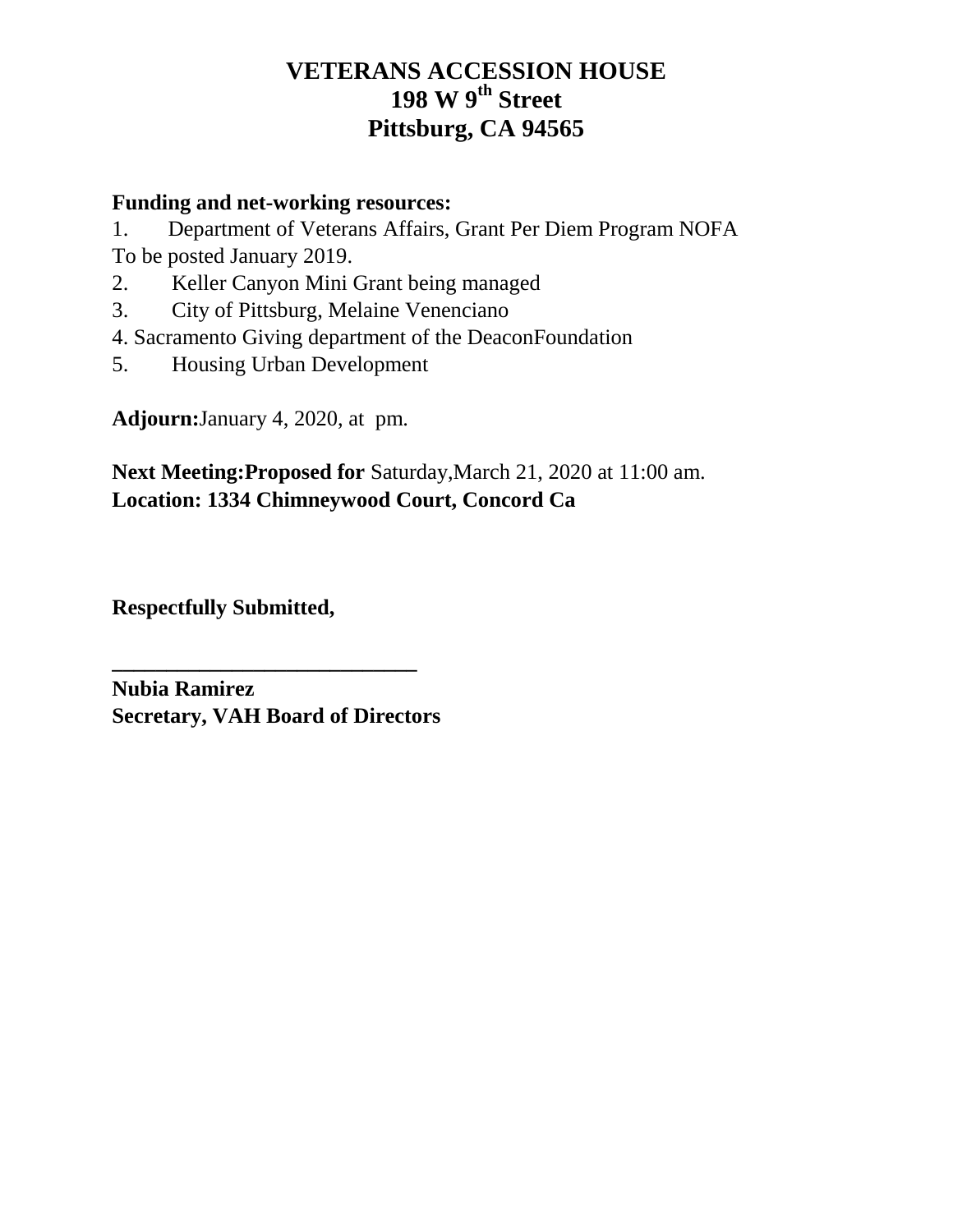**VETERANS ACCESSION HOUSE**
**198 W 9th Street**
**Pittsburg, CA 94565**

**Funding and net-working resources:**

1. Department of Veterans Affairs, Grant Per Diem Program NOFA
To be posted January 2019.
2. Keller Canyon Mini Grant being managed
3. City of Pittsburg, Melaine Venenciano
4. Sacramento Giving department of the DeaconFoundation
5. Housing Urban Development

**Adjourn:**January 4, 2020, at pm.

**Next Meeting:Proposed for** Saturday,March 21, 2020 at 11:00 am.
**Location: 1334 Chimneywood Court, Concord Ca**

**Respectfully Submitted,**

**____________________________**
**Nubia Ramirez**
**Secretary, VAH Board of Directors**